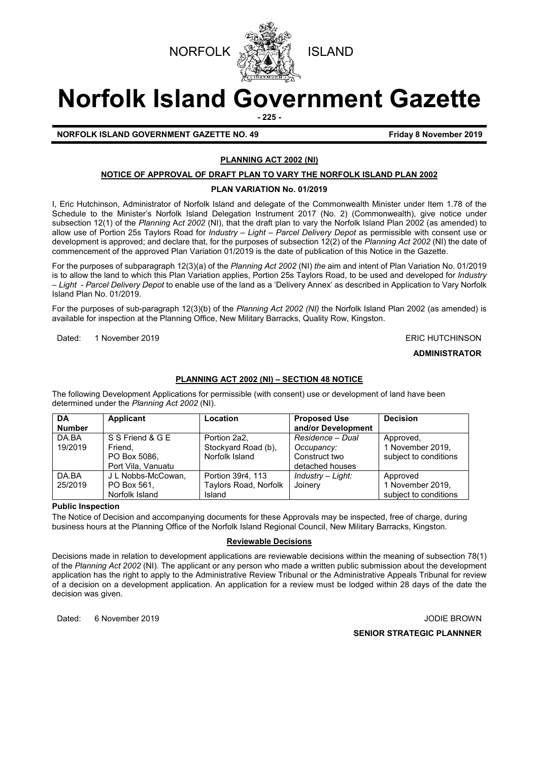NORFOLK ISLAND

# Norfolk Island Government Gazette

**NORFOLK ISLAND GOVERNMENT GAZETTE NO. 49** **Friday 8 November 2019**

## PLANNING ACT 2002 (NI)

### NOTICE OF APPROVAL OF DRAFT PLAN TO VARY THE NORFOLK ISLAND PLAN 2002

### PLAN VARIATION No. 01/2019

I, Eric Hutchinson, Administrator of Norfolk Island and delegate of the Commonwealth Minister under Item 1.78 of the Schedule to the Minister's Norfolk Island Delegation Instrument 2017 (No. 2) (Commonwealth), give notice under subsection 12(1) of the *Planning Act 2002* (NI), that the draft plan to vary the Norfolk Island Plan 2002 (as amended) to allow use of Portion 25s Taylors Road for *Industry – Light – Parcel Delivery Depot* as permissible with consent use or development is approved; and declare that, for the purposes of subsection 12(2) of the *Planning Act 2002* (NI) the date of commencement of the approved Plan Variation 01/2019 is the date of publication of this Notice in the Gazette.

For the purposes of subparagraph 12(3)(a) of the *Planning Act 2002* (NI) *the* aim and intent of Plan Variation No. 01/2019 is to allow the land to which this Plan Variation applies, Portion 25s Taylors Road, to be used and developed for *Industry – Light - Parcel Delivery Depot* to enable use of the land as a 'Delivery Annex' as described in Application to Vary Norfolk Island Plan No. 01/2019.

For the purposes of sub-paragraph 12(3)(b) of the *Planning Act 2002 (NI)* the Norfolk Island Plan 2002 (as amended) is available for inspection at the Planning Office, New Military Barracks, Quality Row, Kingston.

Dated: 1 November 2019

ERIC HUTCHINSON

**ADMINISTRATOR**

## PLANNING ACT 2002 (NI) – SECTION 48 NOTICE

The following Development Applications for permissible (with consent) use or development of land have been determined under the *Planning Act 2002* (NI).

| DA Number | Applicant | Location | Proposed Use and/or Development | Decision |
|---|---|---|---|---|
| DA.BA 19/2019 | S S Friend & G E Friend, PO Box 5086, Port Vila, Vanuatu | Portion 2a2, Stockyard Road (b), Norfolk Island | *Residence – Dual Occupancy:* Construct two detached houses | Approved, 1 November 2019, subject to conditions |
| DA.BA 25/2019 | J L Nobbs-McCowan, PO Box 561, Norfolk Island | Portion 39r4, 113 Taylors Road, Norfolk Island | *Industry – Light:* Joinery | Approved 1 November 2019, subject to conditions |

**Public Inspection**

The Notice of Decision and accompanying documents for these Approvals may be inspected, free of charge, during business hours at the Planning Office of the Norfolk Island Regional Council, New Military Barracks, Kingston.

### Reviewable Decisions

Decisions made in relation to development applications are reviewable decisions within the meaning of subsection 78(1) of the *Planning Act 2002* (NI). The applicant or any person who made a written public submission about the development application has the right to apply to the Administrative Review Tribunal or the Administrative Appeals Tribunal for review of a decision on a development application. An application for a review must be lodged within 28 days of the date the decision was given.

Dated: 6 November 2019

JODIE BROWN

**SENIOR STRATEGIC PLANNNER**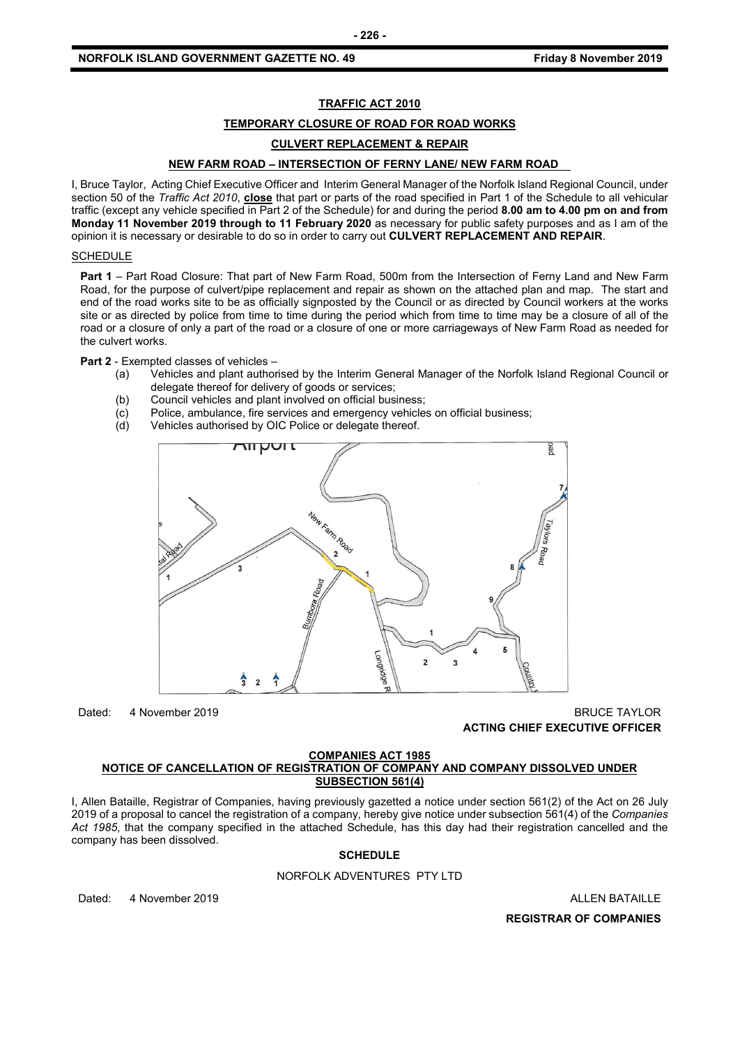## TRAFFIC ACT 2010

### TEMPORARY CLOSURE OF ROAD FOR ROAD WORKS

### CULVERT REPLACEMENT & REPAIR

### NEW FARM ROAD – INTERSECTION OF FERNY LANE/ NEW FARM ROAD

I, Bruce Taylor, Acting Chief Executive Officer and Interim General Manager of the Norfolk Island Regional Council, under section 50 of the *Traffic Act 2010*, **close** that part or parts of the road specified in Part 1 of the Schedule to all vehicular traffic (except any vehicle specified in Part 2 of the Schedule) for and during the period **8.00 am to 4.00 pm on and from Monday 11 November 2019 through to 11 February 2020** as necessary for public safety purposes and as I am of the opinion it is necessary or desirable to do so in order to carry out **CULVERT REPLACEMENT AND REPAIR**.

SCHEDULE

**Part 1** – Part Road Closure: That part of New Farm Road, 500m from the Intersection of Ferny Land and New Farm Road, for the purpose of culvert/pipe replacement and repair as shown on the attached plan and map. The start and end of the road works site to be as officially signposted by the Council or as directed by Council workers at the works site or as directed by police from time to time during the period which from time to time may be a closure of all of the road or a closure of only a part of the road or a closure of one or more carriageways of New Farm Road as needed for the culvert works.

**Part 2** - Exempted classes of vehicles –

(a) Vehicles and plant authorised by the Interim General Manager of the Norfolk Island Regional Council or delegate thereof for delivery of goods or services;
(b) Council vehicles and plant involved on official business;
(c) Police, ambulance, fire services and emergency vehicles on official business;
(d) Vehicles authorised by OIC Police or delegate thereof.

Dated: 4 November 2019

BRUCE TAYLOR
**ACTING CHIEF EXECUTIVE OFFICER**

## COMPANIES ACT 1985

### NOTICE OF CANCELLATION OF REGISTRATION OF COMPANY AND COMPANY DISSOLVED UNDER SUBSECTION 561(4)

I, Allen Bataille, Registrar of Companies, having previously gazetted a notice under section 561(2) of the Act on 26 July 2019 of a proposal to cancel the registration of a company, hereby give notice under subsection 561(4) of the *Companies Act 1985*, that the company specified in the attached Schedule, has this day had their registration cancelled and the company has been dissolved.

**SCHEDULE**

NORFOLK ADVENTURES PTY LTD

Dated: 4 November 2019

ALLEN BATAILLE
**REGISTRAR OF COMPANIES**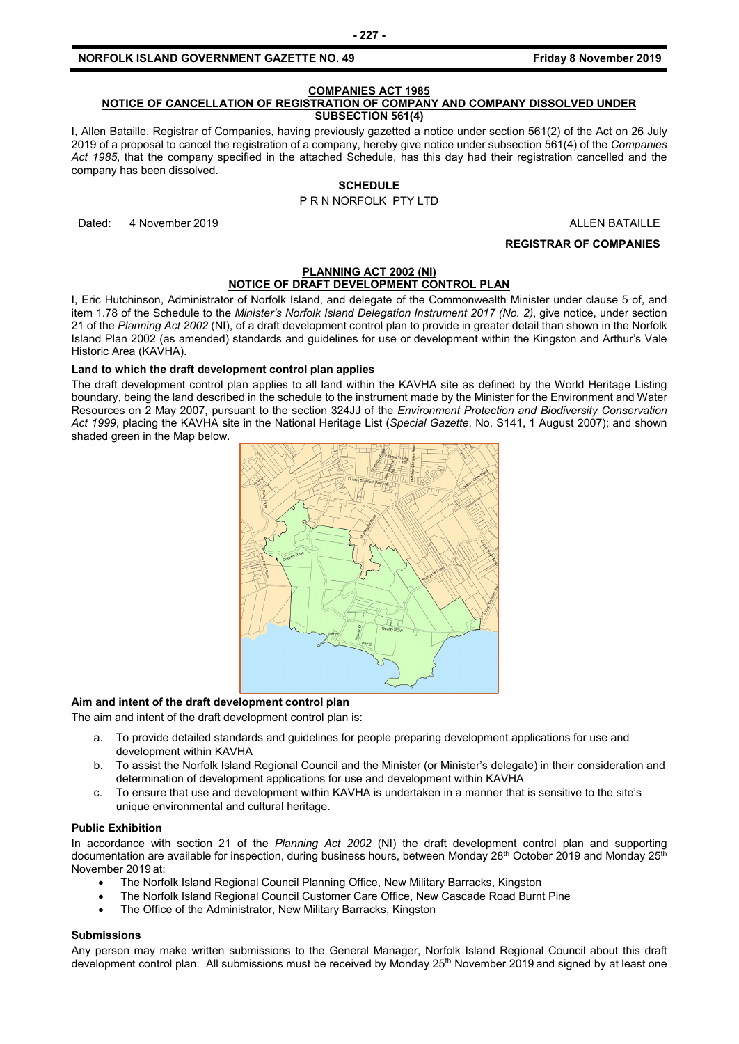**COMPANIES ACT 1985**

**NOTICE OF CANCELLATION OF REGISTRATION OF COMPANY AND COMPANY DISSOLVED UNDER SUBSECTION 561(4)**

I, Allen Bataille, Registrar of Companies, having previously gazetted a notice under section 561(2) of the Act on 26 July 2019 of a proposal to cancel the registration of a company, hereby give notice under subsection 561(4) of the *Companies Act 1985*, that the company specified in the attached Schedule, has this day had their registration cancelled and the company has been dissolved.

**SCHEDULE**

P R N NORFOLK PTY LTD

Dated: 4 November 2019

ALLEN BATAILLE

**REGISTRAR OF COMPANIES**

**PLANNING ACT 2002 (NI)**

**NOTICE OF DRAFT DEVELOPMENT CONTROL PLAN**

I, Eric Hutchinson, Administrator of Norfolk Island, and delegate of the Commonwealth Minister under clause 5 of, and item 1.78 of the Schedule to the *Minister's Norfolk Island Delegation Instrument 2017 (No. 2)*, give notice, under section 21 of the *Planning Act 2002* (NI), of a draft development control plan to provide in greater detail than shown in the Norfolk Island Plan 2002 (as amended) standards and guidelines for use or development within the Kingston and Arthur's Vale Historic Area (KAVHA).

**Land to which the draft development control plan applies**

The draft development control plan applies to all land within the KAVHA site as defined by the World Heritage Listing boundary, being the land described in the schedule to the instrument made by the Minister for the Environment and Water Resources on 2 May 2007, pursuant to the section 324JJ of the *Environment Protection and Biodiversity Conservation Act 1999*, placing the KAVHA site in the National Heritage List (*Special Gazette*, No. S141, 1 August 2007); and shown shaded green in the Map below.

**Aim and intent of the draft development control plan**

The aim and intent of the draft development control plan is:

a. To provide detailed standards and guidelines for people preparing development applications for use and development within KAVHA
b. To assist the Norfolk Island Regional Council and the Minister (or Minister's delegate) in their consideration and determination of development applications for use and development within KAVHA
c. To ensure that use and development within KAVHA is undertaken in a manner that is sensitive to the site's unique environmental and cultural heritage.

**Public Exhibition**

In accordance with section 21 of the *Planning Act 2002* (NI) the draft development control plan and supporting documentation are available for inspection, during business hours, between Monday 28th October 2019 and Monday 25th November 2019 at:

- The Norfolk Island Regional Council Planning Office, New Military Barracks, Kingston
- The Norfolk Island Regional Council Customer Care Office, New Cascade Road Burnt Pine
- The Office of the Administrator, New Military Barracks, Kingston

**Submissions**

Any person may make written submissions to the General Manager, Norfolk Island Regional Council about this draft development control plan. All submissions must be received by Monday 25th November 2019 and signed by at least one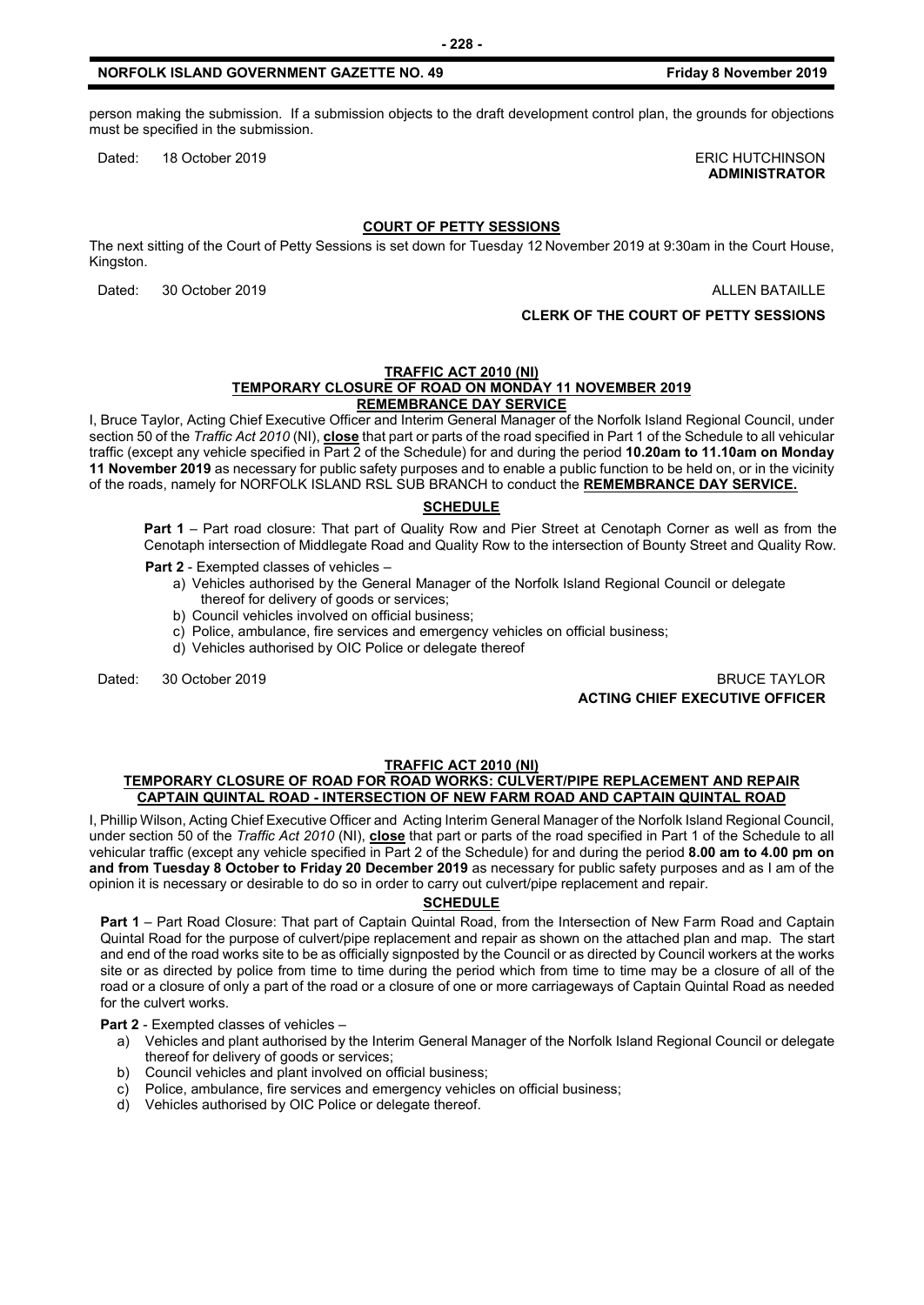person making the submission. If a submission objects to the draft development control plan, the grounds for objections must be specified in the submission.

Dated: 18 October 2019 ERIC HUTCHINSON
**ADMINISTRATOR**

### COURT OF PETTY SESSIONS

The next sitting of the Court of Petty Sessions is set down for Tuesday 12 November 2019 at 9:30am in the Court House, Kingston.

Dated: 30 October 2019 ALLEN BATAILLE

**CLERK OF THE COURT OF PETTY SESSIONS**

### TRAFFIC ACT 2010 (NI)
### TEMPORARY CLOSURE OF ROAD ON MONDAY 11 NOVEMBER 2019
### REMEMBRANCE DAY SERVICE

I, Bruce Taylor, Acting Chief Executive Officer and Interim General Manager of the Norfolk Island Regional Council, under section 50 of the *Traffic Act 2010* (NI), **close** that part or parts of the road specified in Part 1 of the Schedule to all vehicular traffic (except any vehicle specified in Part 2 of the Schedule) for and during the period **10.20am to 11.10am on Monday 11 November 2019** as necessary for public safety purposes and to enable a public function to be held on, or in the vicinity of the roads, namely for NORFOLK ISLAND RSL SUB BRANCH to conduct the **REMEMBRANCE DAY SERVICE.**

**SCHEDULE**

**Part 1** – Part road closure: That part of Quality Row and Pier Street at Cenotaph Corner as well as from the Cenotaph intersection of Middlegate Road and Quality Row to the intersection of Bounty Street and Quality Row.

**Part 2** - Exempted classes of vehicles –

a) Vehicles authorised by the General Manager of the Norfolk Island Regional Council or delegate thereof for delivery of goods or services;
b) Council vehicles involved on official business;
c) Police, ambulance, fire services and emergency vehicles on official business;
d) Vehicles authorised by OIC Police or delegate thereof

Dated: 30 October 2019 BRUCE TAYLOR
**ACTING CHIEF EXECUTIVE OFFICER**

### TRAFFIC ACT 2010 (NI)
### TEMPORARY CLOSURE OF ROAD FOR ROAD WORKS: CULVERT/PIPE REPLACEMENT AND REPAIR CAPTAIN QUINTAL ROAD - INTERSECTION OF NEW FARM ROAD AND CAPTAIN QUINTAL ROAD

I, Phillip Wilson, Acting Chief Executive Officer and Acting Interim General Manager of the Norfolk Island Regional Council, under section 50 of the *Traffic Act 2010* (NI), **close** that part or parts of the road specified in Part 1 of the Schedule to all vehicular traffic (except any vehicle specified in Part 2 of the Schedule) for and during the period **8.00 am to 4.00 pm on and from Tuesday 8 October to Friday 20 December 2019** as necessary for public safety purposes and as I am of the opinion it is necessary or desirable to do so in order to carry out culvert/pipe replacement and repair.

**SCHEDULE**

**Part 1** – Part Road Closure: That part of Captain Quintal Road, from the Intersection of New Farm Road and Captain Quintal Road for the purpose of culvert/pipe replacement and repair as shown on the attached plan and map. The start and end of the road works site to be as officially signposted by the Council or as directed by Council workers at the works site or as directed by police from time to time during the period which from time to time may be a closure of all of the road or a closure of only a part of the road or a closure of one or more carriageways of Captain Quintal Road as needed for the culvert works.

**Part 2** - Exempted classes of vehicles –

a) Vehicles and plant authorised by the Interim General Manager of the Norfolk Island Regional Council or delegate thereof for delivery of goods or services;
b) Council vehicles and plant involved on official business;
c) Police, ambulance, fire services and emergency vehicles on official business;
d) Vehicles authorised by OIC Police or delegate thereof.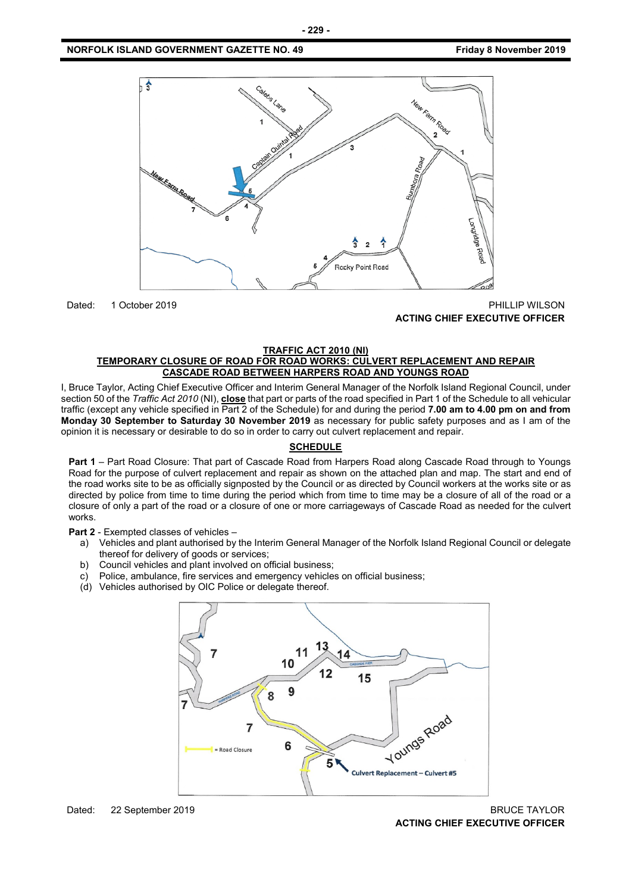Dated: 1 October 2019

PHILLIP WILSON
**ACTING CHIEF EXECUTIVE OFFICER**

## TRAFFIC ACT 2010 (NI)
## TEMPORARY CLOSURE OF ROAD FOR ROAD WORKS: CULVERT REPLACEMENT AND REPAIR CASCADE ROAD BETWEEN HARPERS ROAD AND YOUNGS ROAD

I, Bruce Taylor, Acting Chief Executive Officer and Interim General Manager of the Norfolk Island Regional Council, under section 50 of the *Traffic Act 2010* (NI), **close** that part or parts of the road specified in Part 1 of the Schedule to all vehicular traffic (except any vehicle specified in Part 2 of the Schedule) for and during the period **7.00 am to 4.00 pm on and from Monday 30 September to Saturday 30 November 2019** as necessary for public safety purposes and as I am of the opinion it is necessary or desirable to do so in order to carry out culvert replacement and repair.

### SCHEDULE

**Part 1** – Part Road Closure: That part of Cascade Road from Harpers Road along Cascade Road through to Youngs Road for the purpose of culvert replacement and repair as shown on the attached plan and map. The start and end of the road works site to be as officially signposted by the Council or as directed by Council workers at the works site or as directed by police from time to time during the period which from time to time may be a closure of all of the road or a closure of only a part of the road or a closure of one or more carriageways of Cascade Road as needed for the culvert works.

**Part 2** - Exempted classes of vehicles –

a) Vehicles and plant authorised by the Interim General Manager of the Norfolk Island Regional Council or delegate thereof for delivery of goods or services;
b) Council vehicles and plant involved on official business;
c) Police, ambulance, fire services and emergency vehicles on official business;
(d) Vehicles authorised by OIC Police or delegate thereof.

Dated: 22 September 2019

BRUCE TAYLOR
**ACTING CHIEF EXECUTIVE OFFICER**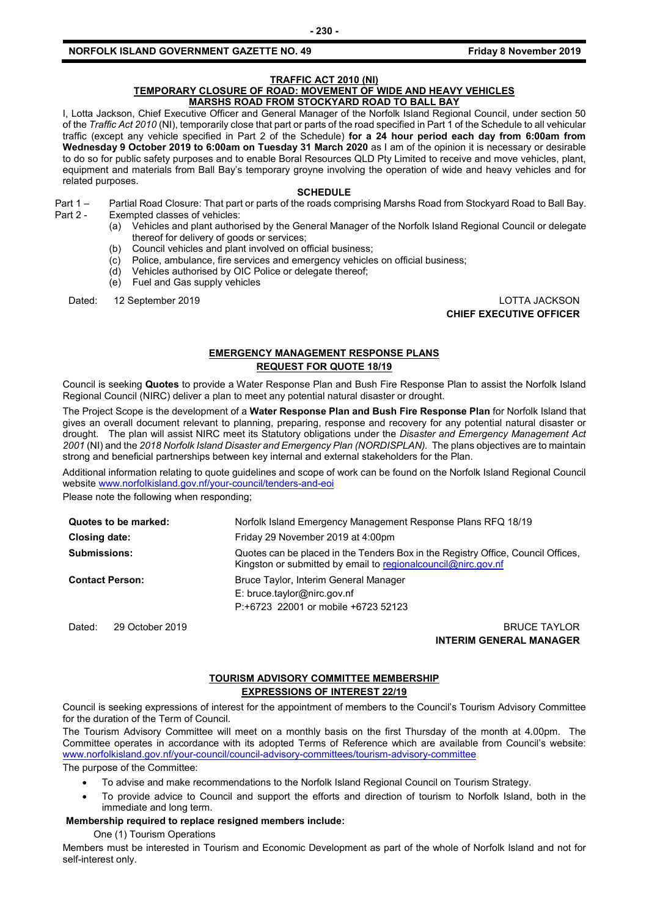**TRAFFIC ACT 2010 (NI)**
**TEMPORARY CLOSURE OF ROAD: MOVEMENT OF WIDE AND HEAVY VEHICLES**
**MARSHS ROAD FROM STOCKYARD ROAD TO BALL BAY**

I, Lotta Jackson, Chief Executive Officer and General Manager of the Norfolk Island Regional Council, under section 50 of the *Traffic Act 2010* (NI), temporarily close that part or parts of the road specified in Part 1 of the Schedule to all vehicular traffic (except any vehicle specified in Part 2 of the Schedule) **for a 24 hour period each day from 6:00am from Wednesday 9 October 2019 to 6:00am on Tuesday 31 March 2020** as I am of the opinion it is necessary or desirable to do so for public safety purposes and to enable Boral Resources QLD Pty Limited to receive and move vehicles, plant, equipment and materials from Ball Bay's temporary groyne involving the operation of wide and heavy vehicles and for related purposes.

**SCHEDULE**

Part 1 – Partial Road Closure: That part or parts of the roads comprising Marshs Road from Stockyard Road to Ball Bay.

Part 2 - Exempted classes of vehicles:

(a) Vehicles and plant authorised by the General Manager of the Norfolk Island Regional Council or delegate thereof for delivery of goods or services;
(b) Council vehicles and plant involved on official business;
(c) Police, ambulance, fire services and emergency vehicles on official business;
(d) Vehicles authorised by OIC Police or delegate thereof;
(e) Fuel and Gas supply vehicles

Dated: 12 September 2019

LOTTA JACKSON
**CHIEF EXECUTIVE OFFICER**

**EMERGENCY MANAGEMENT RESPONSE PLANS**
**REQUEST FOR QUOTE 18/19**

Council is seeking **Quotes** to provide a Water Response Plan and Bush Fire Response Plan to assist the Norfolk Island Regional Council (NIRC) deliver a plan to meet any potential natural disaster or drought.

The Project Scope is the development of a **Water Response Plan and Bush Fire Response Plan** for Norfolk Island that gives an overall document relevant to planning, preparing, response and recovery for any potential natural disaster or drought. The plan will assist NIRC meet its Statutory obligations under the *Disaster and Emergency Management Act 2001* (NI) and the *2018 Norfolk Island Disaster and Emergency Plan (NORDISPLAN).* The plans objectives are to maintain strong and beneficial partnerships between key internal and external stakeholders for the Plan.

Additional information relating to quote guidelines and scope of work can be found on the Norfolk Island Regional Council website www.norfolkisland.gov.nf/your-council/tenders-and-eoi

Please note the following when responding;

| | |
|---|---|
| **Quotes to be marked:** | Norfolk Island Emergency Management Response Plans RFQ 18/19 |
| **Closing date:** | Friday 29 November 2019 at 4:00pm |
| **Submissions:** | Quotes can be placed in the Tenders Box in the Registry Office, Council Offices, Kingston or submitted by email to regionalcouncil@nirc.gov.nf |
| **Contact Person:** | Bruce Taylor, Interim General Manager<br>E: bruce.taylor@nirc.gov.nf<br>P:+6723 22001 or mobile +6723 52123 |

Dated: 29 October 2019

BRUCE TAYLOR
**INTERIM GENERAL MANAGER**

**TOURISM ADVISORY COMMITTEE MEMBERSHIP**
**EXPRESSIONS OF INTEREST 22/19**

Council is seeking expressions of interest for the appointment of members to the Council's Tourism Advisory Committee for the duration of the Term of Council.

The Tourism Advisory Committee will meet on a monthly basis on the first Thursday of the month at 4.00pm. The Committee operates in accordance with its adopted Terms of Reference which are available from Council's website: www.norfolkisland.gov.nf/your-council/council-advisory-committees/tourism-advisory-committee

The purpose of the Committee:

- To advise and make recommendations to the Norfolk Island Regional Council on Tourism Strategy.
- To provide advice to Council and support the efforts and direction of tourism to Norfolk Island, both in the immediate and long term.

**Membership required to replace resigned members include:**

One (1) Tourism Operations

Members must be interested in Tourism and Economic Development as part of the whole of Norfolk Island and not for self-interest only.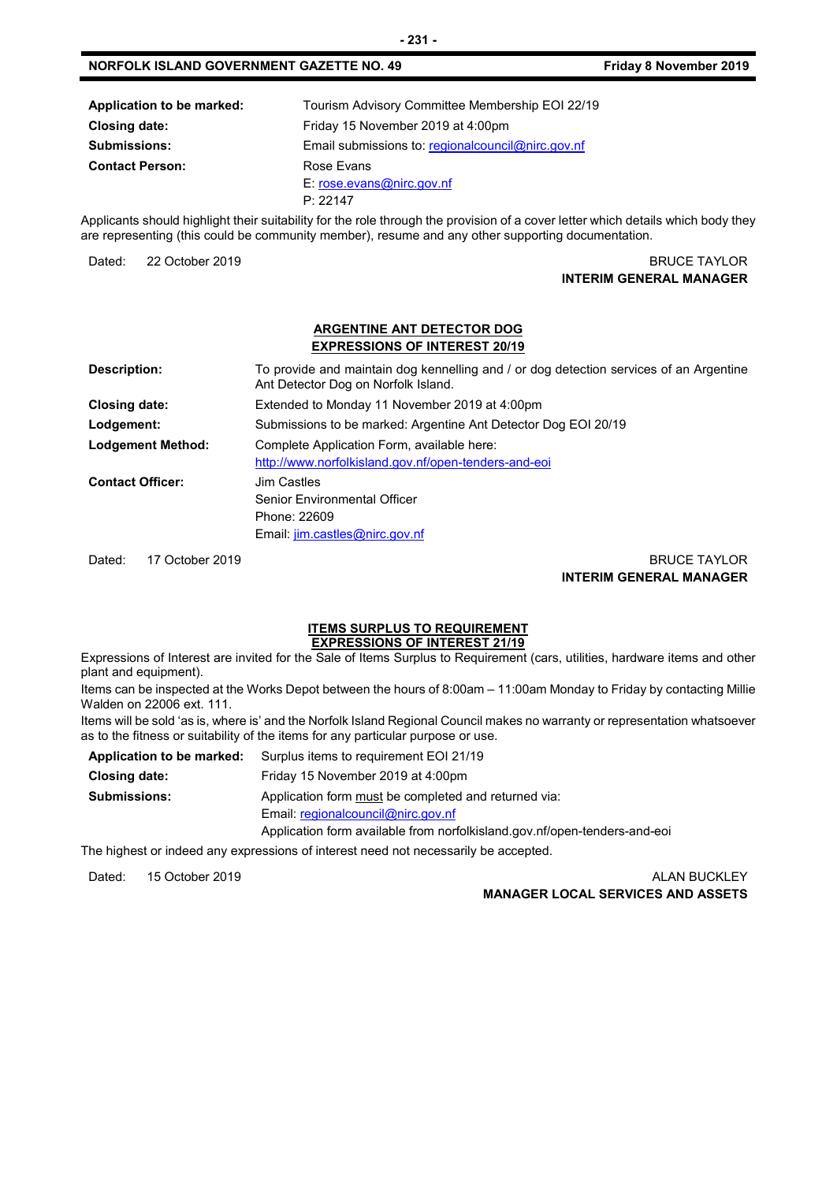| | |
|---|---|
| **Application to be marked:** | Tourism Advisory Committee Membership EOI 22/19 |
| **Closing date:** | Friday 15 November 2019 at 4:00pm |
| **Submissions:** | Email submissions to: regionalcouncil@nirc.gov.nf |
| **Contact Person:** | Rose Evans<br>E: rose.evans@nirc.gov.nf<br>P: 22147 |

Applicants should highlight their suitability for the role through the provision of a cover letter which details which body they are representing (this could be community member), resume and any other supporting documentation.

Dated: 22 October 2019

BRUCE TAYLOR
**INTERIM GENERAL MANAGER**

## ARGENTINE ANT DETECTOR DOG EXPRESSIONS OF INTEREST 20/19

| | |
|---|---|
| **Description:** | To provide and maintain dog kennelling and / or dog detection services of an Argentine Ant Detector Dog on Norfolk Island. |
| **Closing date:** | Extended to Monday 11 November 2019 at 4:00pm |
| **Lodgement:** | Submissions to be marked: Argentine Ant Detector Dog EOI 20/19 |
| **Lodgement Method:** | Complete Application Form, available here:<br>http://www.norfolkisland.gov.nf/open-tenders-and-eoi |
| **Contact Officer:** | Jim Castles<br>Senior Environmental Officer<br>Phone: 22609<br>Email: jim.castles@nirc.gov.nf |

Dated: 17 October 2019

BRUCE TAYLOR
**INTERIM GENERAL MANAGER**

## ITEMS SURPLUS TO REQUIREMENT EXPRESSIONS OF INTEREST 21/19

Expressions of Interest are invited for the Sale of Items Surplus to Requirement (cars, utilities, hardware items and other plant and equipment).

Items can be inspected at the Works Depot between the hours of 8:00am – 11:00am Monday to Friday by contacting Millie Walden on 22006 ext. 111.

Items will be sold 'as is, where is' and the Norfolk Island Regional Council makes no warranty or representation whatsoever as to the fitness or suitability of the items for any particular purpose or use.

| | |
|---|---|
| **Application to be marked:** | Surplus items to requirement EOI 21/19 |
| **Closing date:** | Friday 15 November 2019 at 4:00pm |
| **Submissions:** | Application form must be completed and returned via:<br>Email: regionalcouncil@nirc.gov.nf<br>Application form available from norfolkisland.gov.nf/open-tenders-and-eoi |

The highest or indeed any expressions of interest need not necessarily be accepted.

Dated: 15 October 2019

ALAN BUCKLEY
**MANAGER LOCAL SERVICES AND ASSETS**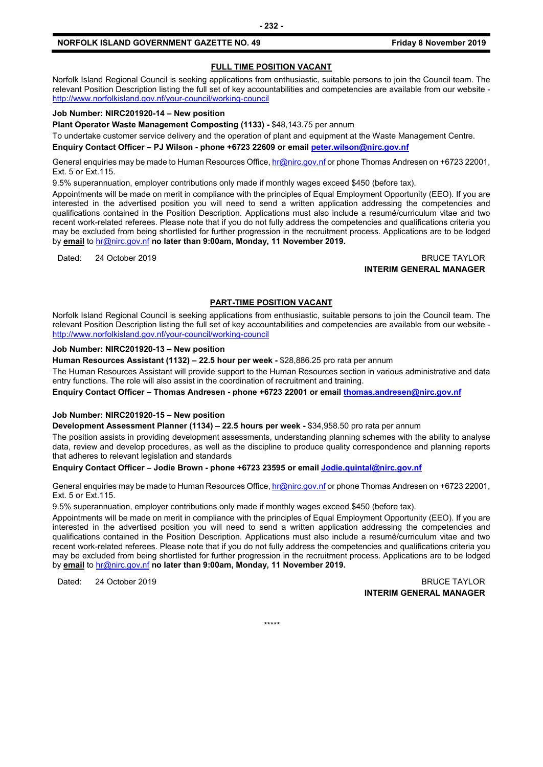## FULL TIME POSITION VACANT

Norfolk Island Regional Council is seeking applications from enthusiastic, suitable persons to join the Council team. The relevant Position Description listing the full set of key accountabilities and competencies are available from our website - http://www.norfolkisland.gov.nf/your-council/working-council

**Job Number: NIRC201920-14 – New position**

**Plant Operator Waste Management Composting (1133) -** $48,143.75 per annum

To undertake customer service delivery and the operation of plant and equipment at the Waste Management Centre.

**Enquiry Contact Officer – PJ Wilson - phone +6723 22609 or email peter.wilson@nirc.gov.nf**

General enquiries may be made to Human Resources Office, hr@nirc.gov.nf or phone Thomas Andresen on +6723 22001, Ext. 5 or Ext.115.

9.5% superannuation, employer contributions only made if monthly wages exceed $450 (before tax).

Appointments will be made on merit in compliance with the principles of Equal Employment Opportunity (EEO). If you are interested in the advertised position you will need to send a written application addressing the competencies and qualifications contained in the Position Description. Applications must also include a resumé/curriculum vitae and two recent work-related referees. Please note that if you do not fully address the competencies and qualifications criteria you may be excluded from being shortlisted for further progression in the recruitment process. Applications are to be lodged by **email** to hr@nirc.gov.nf **no later than 9:00am, Monday, 11 November 2019.**

Dated: 24 October 2019

BRUCE TAYLOR
**INTERIM GENERAL MANAGER**

## PART-TIME POSITION VACANT

Norfolk Island Regional Council is seeking applications from enthusiastic, suitable persons to join the Council team. The relevant Position Description listing the full set of key accountabilities and competencies are available from our website - http://www.norfolkisland.gov.nf/your-council/working-council

**Job Number: NIRC201920-13 – New position**

**Human Resources Assistant (1132) – 22.5 hour per week -** $28,886.25 pro rata per annum

The Human Resources Assistant will provide support to the Human Resources section in various administrative and data entry functions. The role will also assist in the coordination of recruitment and training.

**Enquiry Contact Officer – Thomas Andresen - phone +6723 22001 or email thomas.andresen@nirc.gov.nf**

**Job Number: NIRC201920-15 – New position**

**Development Assessment Planner (1134) – 22.5 hours per week -** $34,958.50 pro rata per annum

The position assists in providing development assessments, understanding planning schemes with the ability to analyse data, review and develop procedures, as well as the discipline to produce quality correspondence and planning reports that adheres to relevant legislation and standards

**Enquiry Contact Officer – Jodie Brown - phone +6723 23595 or email Jodie.quintal@nirc.gov.nf**

General enquiries may be made to Human Resources Office, hr@nirc.gov.nf or phone Thomas Andresen on +6723 22001, Ext. 5 or Ext.115.

9.5% superannuation, employer contributions only made if monthly wages exceed $450 (before tax).

Appointments will be made on merit in compliance with the principles of Equal Employment Opportunity (EEO). If you are interested in the advertised position you will need to send a written application addressing the competencies and qualifications contained in the Position Description. Applications must also include a resumé/curriculum vitae and two recent work-related referees. Please note that if you do not fully address the competencies and qualifications criteria you may be excluded from being shortlisted for further progression in the recruitment process. Applications are to be lodged by **email** to hr@nirc.gov.nf **no later than 9:00am, Monday, 11 November 2019.**

Dated: 24 October 2019

BRUCE TAYLOR
**INTERIM GENERAL MANAGER**

*****